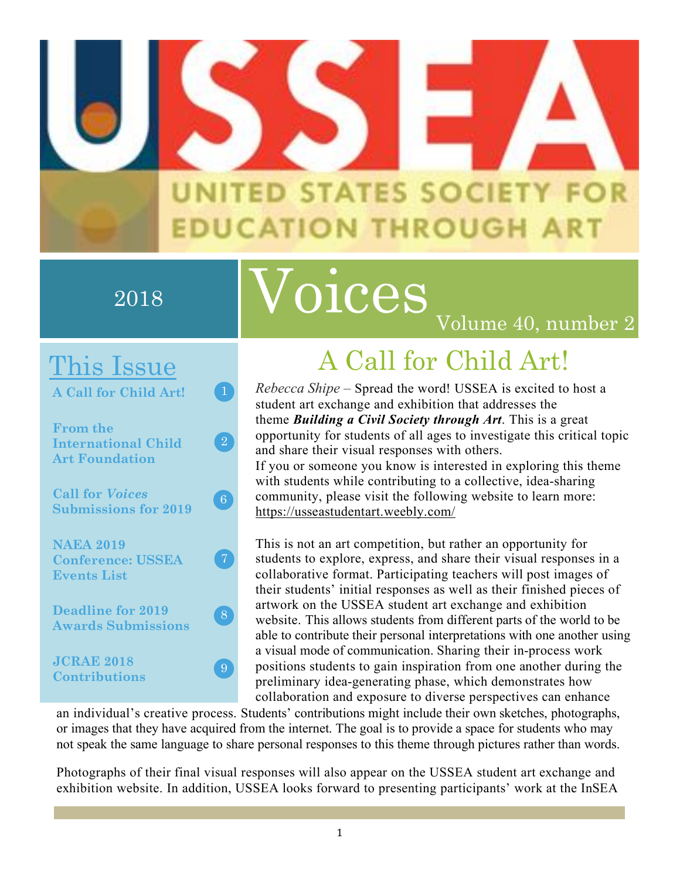# USSEA

UNITED STATES SOCIETY FOR EDUCATION THROUGH ART

2018

# Voices

Volume 40, number 2

## This Issue

- **A Call for Child Art!** 1
- **From the International Child Art Foundation** 2
- **Call for *Voices* Submissions for 2019** 6
- **NAEA 2019 Conference: USSEA Events List** 7
- **Deadline for 2019 Awards Submissions** 8
- **JCRAE 2018 Contributions** 9

## A Call for Child Art!

*Rebecca Shipe* – Spread the word! USSEA is excited to host a student art exchange and exhibition that addresses the theme ***Building a Civil Society through Art***. This is a great opportunity for students of all ages to investigate this critical topic and share their visual responses with others.
If you or someone you know is interested in exploring this theme with students while contributing to a collective, idea-sharing community, please visit the following website to learn more: https://usseastudentart.weebly.com/

This is not an art competition, but rather an opportunity for students to explore, express, and share their visual responses in a collaborative format. Participating teachers will post images of their students' initial responses as well as their finished pieces of artwork on the USSEA student art exchange and exhibition website. This allows students from different parts of the world to be able to contribute their personal interpretations with one another using a visual mode of communication. Sharing their in-process work positions students to gain inspiration from one another during the preliminary idea-generating phase, which demonstrates how collaboration and exposure to diverse perspectives can enhance an individual's creative process. Students' contributions might include their own sketches, photographs, or images that they have acquired from the internet. The goal is to provide a space for students who may not speak the same language to share personal responses to this theme through pictures rather than words.

Photographs of their final visual responses will also appear on the USSEA student art exchange and exhibition website. In addition, USSEA looks forward to presenting participants' work at the InSEA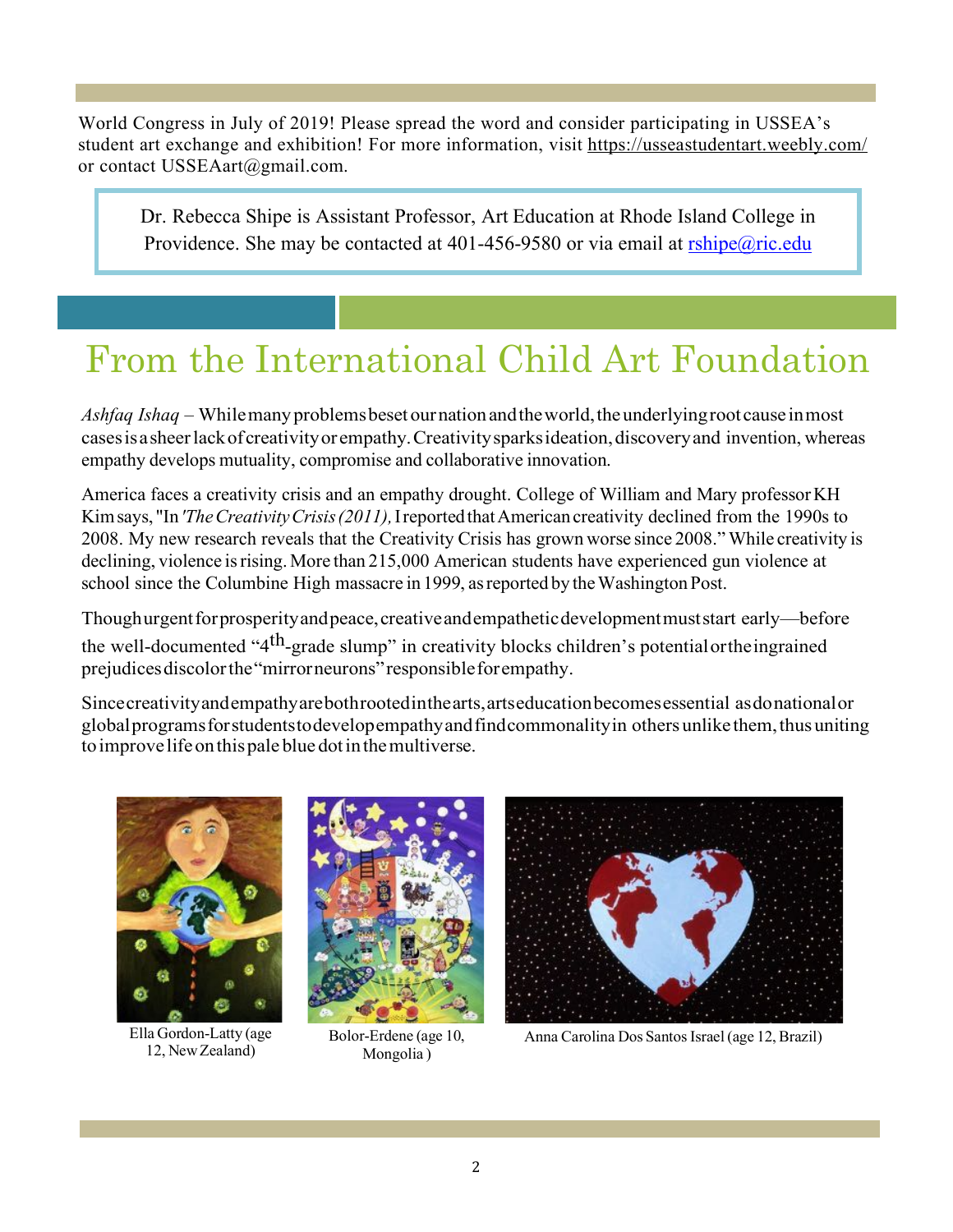World Congress in July of 2019! Please spread the word and consider participating in USSEA's student art exchange and exhibition! For more information, visit https://usseastudentart.weebly.com/ or contact USSEAart@gmail.com.

Dr. Rebecca Shipe is Assistant Professor, Art Education at Rhode Island College in Providence. She may be contacted at 401-456-9580 or via email at rshipe@ric.edu

# From the International Child Art Foundation

*Ashfaq Ishaq* – While many problems beset our nation and the world, the underlying root cause in most cases is a sheer lack of creativity or empathy. Creativity sparks ideation, discovery and invention, whereas empathy develops mutuality, compromise and collaborative innovation.

America faces a creativity crisis and an empathy drought. College of William and Mary professor KH Kim says, "In *'The Creativity Crisis (2011),* I reported that American creativity declined from the 1990s to 2008. My new research reveals that the Creativity Crisis has grown worse since 2008." While creativity is declining, violence is rising. More than 215,000 American students have experienced gun violence at school since the Columbine High massacre in 1999, as reported by the Washington Post.

Though urgent for prosperity and peace, creative and empathetic development must start early—before the well-documented "4th-grade slump" in creativity blocks children's potential or the ingrained prejudices discolor the "mirror neurons" responsible for empathy.

Since creativity and empathy are both rooted in the arts, arts education becomes essential as do national or global programs for students to develop empathy and find commonality in others unlike them, thus uniting to improve life on this pale blue dot in the multiverse.

Ella Gordon-Latty (age 12, New Zealand)

Bolor-Erdene (age 10, Mongolia )

Anna Carolina Dos Santos Israel (age 12, Brazil)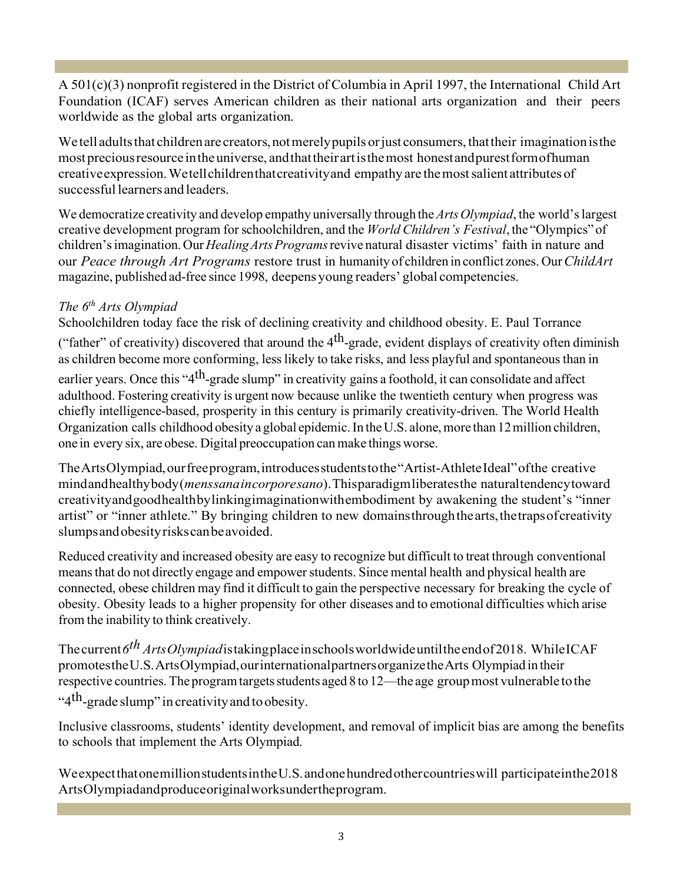A 501(c)(3) nonprofit registered in the District of Columbia in April 1997, the International Child Art Foundation (ICAF) serves American children as their national arts organization and their peers worldwide as the global arts organization.

We tell adults that children are creators, not merely pupils or just consumers, that their imagination is the most precious resource in the universe, and that their art is the most honest and purest form of human creative expression. We tell children that creativity and empathy are the most salient attributes of successful learners and leaders.

We democratize creativity and develop empathy universally through the *Arts Olympiad*, the world's largest creative development program for schoolchildren, and the *World Children's Festival*, the "Olympics" of children's imagination. Our *Healing Arts Programs* revive natural disaster victims' faith in nature and our *Peace through Art Programs* restore trust in humanity of children in conflict zones. Our *ChildArt* magazine, published ad-free since 1998, deepens young readers' global competencies.

*The 6th Arts Olympiad*

Schoolchildren today face the risk of declining creativity and childhood obesity. E. Paul Torrance ("father" of creativity) discovered that around the 4th-grade, evident displays of creativity often diminish as children become more conforming, less likely to take risks, and less playful and spontaneous than in earlier years. Once this "4th-grade slump" in creativity gains a foothold, it can consolidate and affect adulthood. Fostering creativity is urgent now because unlike the twentieth century when progress was chiefly intelligence-based, prosperity in this century is primarily creativity-driven. The World Health Organization calls childhood obesity a global epidemic. In the U.S. alone, more than 12 million children, one in every six, are obese. Digital preoccupation can make things worse.

The Arts Olympiad, our free program, introduces students to the "Artist-Athlete Ideal" of the creative mind and healthy body (*mens sana in corpore sano*). This paradigm liberates the natural tendency toward creativity and good health by linking imagination with embodiment by awakening the student's "inner artist" or "inner athlete." By bringing children to new domains through the arts, the traps of creativity slumps and obesity risks can be avoided.

Reduced creativity and increased obesity are easy to recognize but difficult to treat through conventional means that do not directly engage and empower students. Since mental health and physical health are connected, obese children may find it difficult to gain the perspective necessary for breaking the cycle of obesity. Obesity leads to a higher propensity for other diseases and to emotional difficulties which arise from the inability to think creatively.

The current *6th Arts Olympiad* is taking place in schools worldwide until the end of 2018. While ICAF promotes the U.S. Arts Olympiad, our international partners organize the Arts Olympiad in their respective countries. The program targets students aged 8 to 12—the age group most vulnerable to the "4th-grade slump" in creativity and to obesity.

Inclusive classrooms, students' identity development, and removal of implicit bias are among the benefits to schools that implement the Arts Olympiad.

We expect that one million students in the U.S. and one hundred other countries will participate in the 2018 Arts Olympiad and produce original works under the program.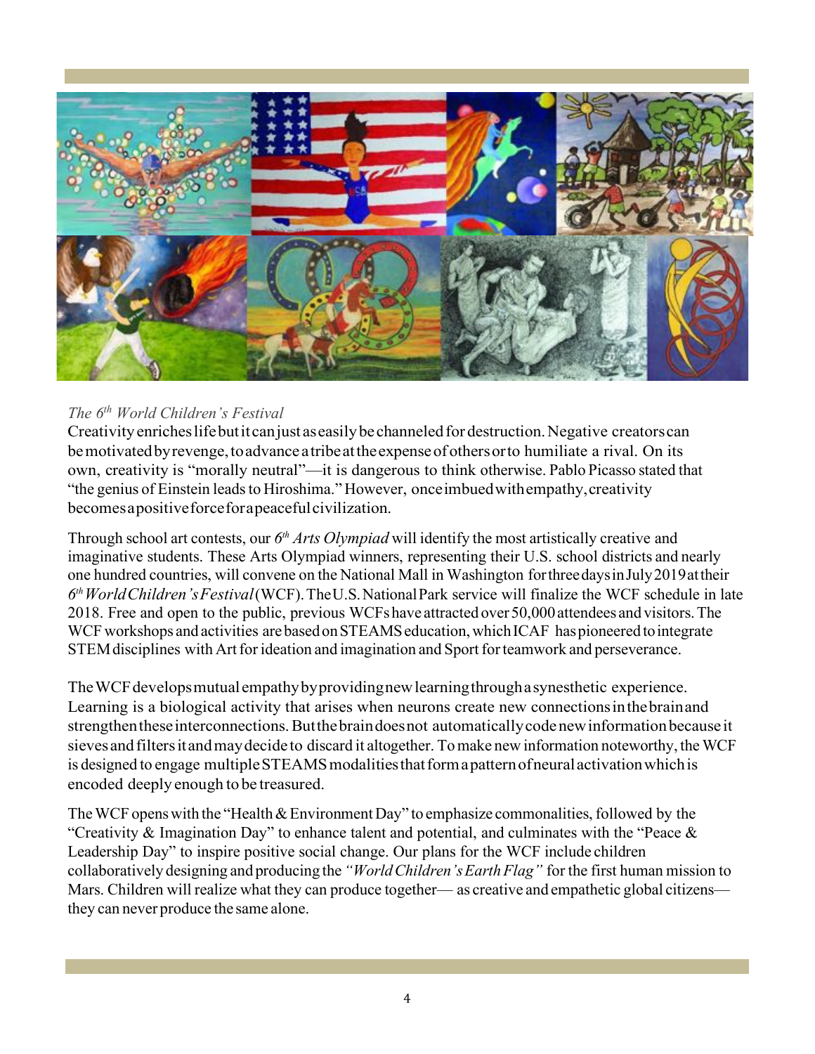*The 6th World Children's Festival*

Creativity enriches life but it can just as easily be channeled for destruction. Negative creators can be motivated by revenge, to advance a tribe at the expense of others or to humiliate a rival. On its own, creativity is "morally neutral"—it is dangerous to think otherwise. Pablo Picasso stated that "the genius of Einstein leads to Hiroshima." However, once imbued with empathy, creativity becomes a positive force for a peaceful civilization.

Through school art contests, our *6th Arts Olympiad* will identify the most artistically creative and imaginative students. These Arts Olympiad winners, representing their U.S. school districts and nearly one hundred countries, will convene on the National Mall in Washington for three days in July 2019 at their *6th World Children's Festival* (WCF). The U.S. National Park service will finalize the WCF schedule in late 2018. Free and open to the public, previous WCFs have attracted over 50,000 attendees and visitors. The WCF workshops and activities are based on STEAMS education, which ICAF has pioneered to integrate STEM disciplines with Art for ideation and imagination and Sport for teamwork and perseverance.

The WCF develops mutual empathy by providing new learning through a synesthetic experience. Learning is a biological activity that arises when neurons create new connections in the brain and strengthen these interconnections. But the brain does not automatically code new information because it sieves and filters it and may decide to discard it altogether. To make new information noteworthy, the WCF is designed to engage multiple STEAMS modalities that form a pattern of neural activation which is encoded deeply enough to be treasured.

The WCF opens with the "Health & Environment Day" to emphasize commonalities, followed by the "Creativity & Imagination Day" to enhance talent and potential, and culminates with the "Peace & Leadership Day" to inspire positive social change. Our plans for the WCF include children collaboratively designing and producing the *"World Children's Earth Flag"* for the first human mission to Mars. Children will realize what they can produce together— as creative and empathetic global citizens— they can never produce the same alone.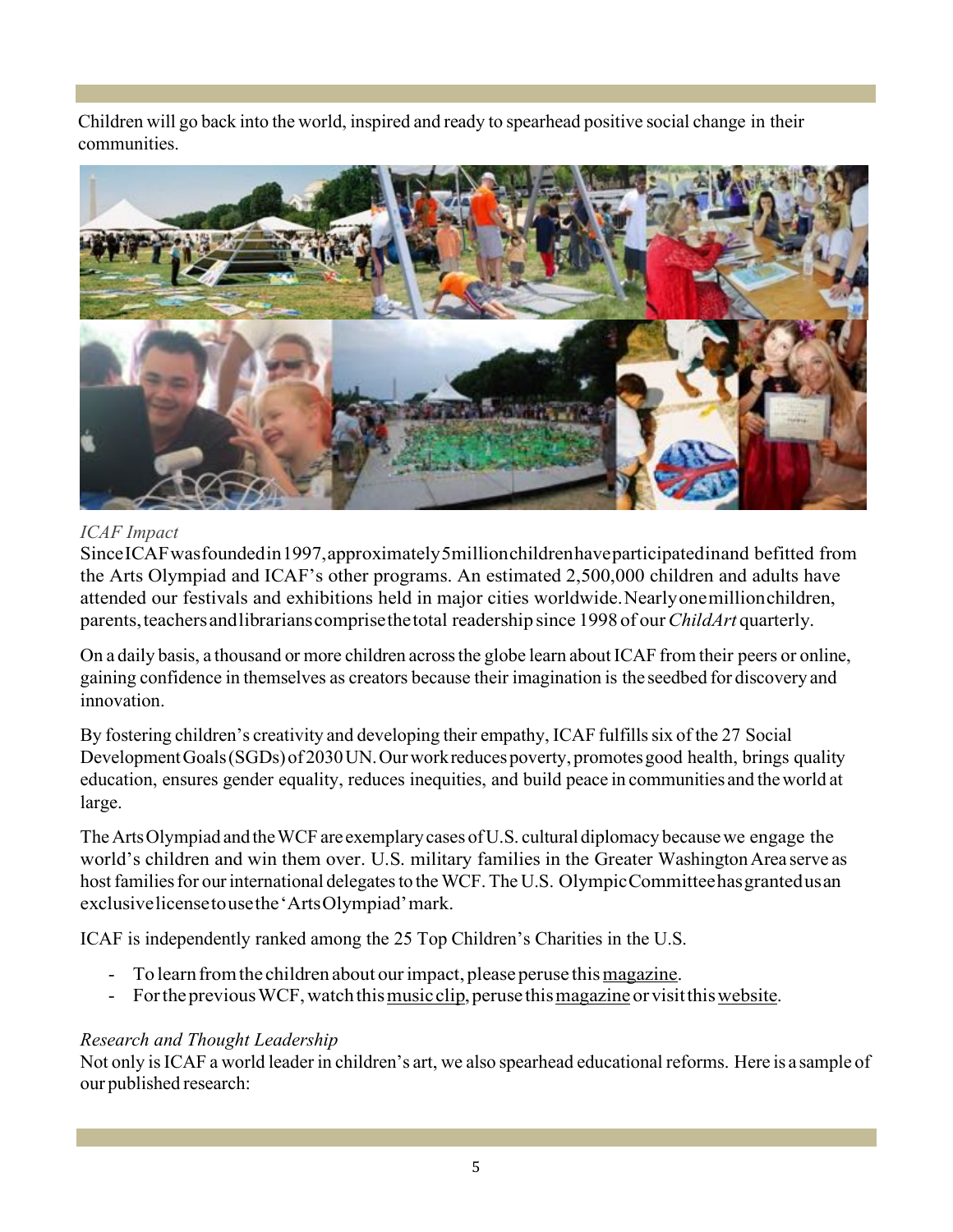Children will go back into the world, inspired and ready to spearhead positive social change in their communities.

*ICAF Impact*

Since ICAF was founded in 1997, approximately 5 million children have participated in and befitted from the Arts Olympiad and ICAF's other programs. An estimated 2,500,000 children and adults have attended our festivals and exhibitions held in major cities worldwide. Nearly one million children, parents, teachers and librarians comprise the total readership since 1998 of our *ChildArt* quarterly.

On a daily basis, a thousand or more children across the globe learn about ICAF from their peers or online, gaining confidence in themselves as creators because their imagination is the seedbed for discovery and innovation.

By fostering children's creativity and developing their empathy, ICAF fulfills six of the 27 Social Development Goals (SGDs) of 2030 UN. Our work reduces poverty, promotes good health, brings quality education, ensures gender equality, reduces inequities, and build peace in communities and the world at large.

The Arts Olympiad and the WCF are exemplary cases of U.S. cultural diplomacy because we engage the world's children and win them over. U.S. military families in the Greater Washington Area serve as host families for our international delegates to the WCF. The U.S. Olympic Committee has granted us an exclusive license to use the 'Arts Olympiad' mark.

ICAF is independently ranked among the 25 Top Children's Charities in the U.S.

- To learn from the children about our impact, please peruse this magazine.
- For the previous WCF, watch this music clip, peruse this magazine or visit this website.

*Research and Thought Leadership*

Not only is ICAF a world leader in children's art, we also spearhead educational reforms. Here is a sample of our published research: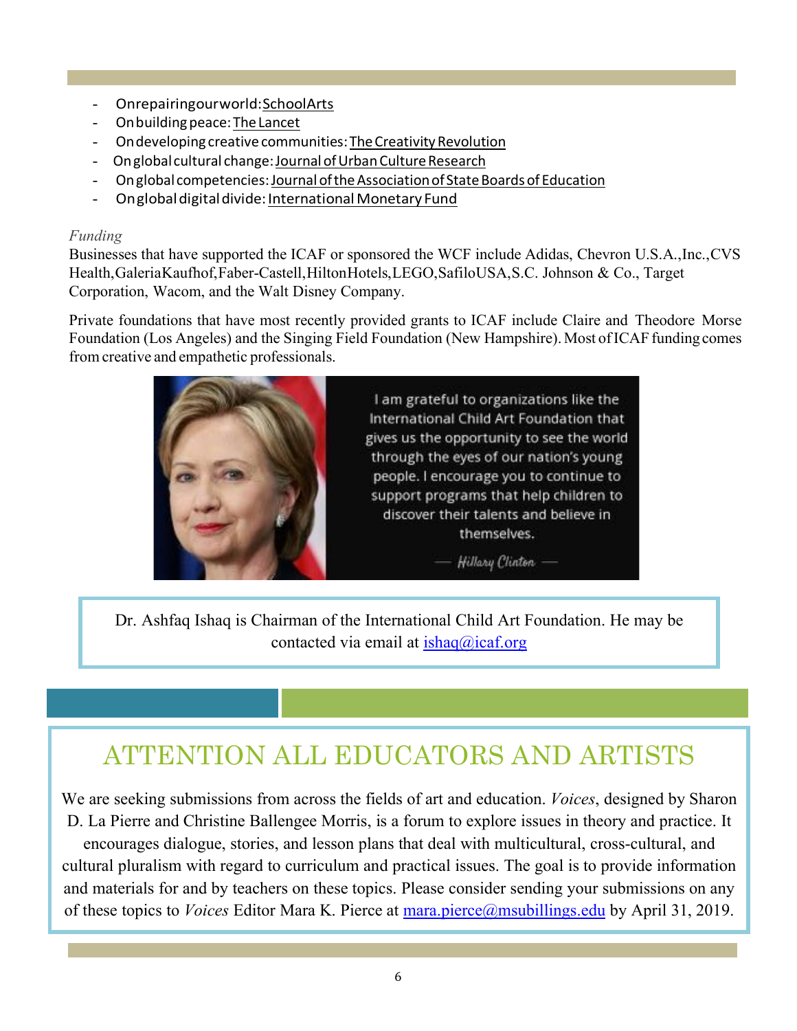- On repairing our world: SchoolArts
- On building peace: The Lancet
- On developing creative communities: The Creativity Revolution
- On global cultural change: Journal of Urban Culture Research
- On global competencies: Journal of the Association of State Boards of Education
- On global digital divide: International Monetary Fund

*Funding*

Businesses that have supported the ICAF or sponsored the WCF include Adidas, Chevron U.S.A.,Inc.,CVS Health,GaleriaKaufhof,Faber-Castell,HiltonHotels,LEGO,SafiloUSA,S.C. Johnson & Co., Target Corporation, Wacom, and the Walt Disney Company.

Private foundations that have most recently provided grants to ICAF include Claire and Theodore Morse Foundation (Los Angeles) and the Singing Field Foundation (New Hampshire). Most of ICAF funding comes from creative and empathetic professionals.

I am grateful to organizations like the International Child Art Foundation that gives us the opportunity to see the world through the eyes of our nation's young people. I encourage you to continue to support programs that help children to discover their talents and believe in themselves.

— Hillary Clinton —

Dr. Ashfaq Ishaq is Chairman of the International Child Art Foundation. He may be contacted via email at ishaq@icaf.org

## ATTENTION ALL EDUCATORS AND ARTISTS

We are seeking submissions from across the fields of art and education. *Voices*, designed by Sharon D. La Pierre and Christine Ballengee Morris, is a forum to explore issues in theory and practice. It encourages dialogue, stories, and lesson plans that deal with multicultural, cross-cultural, and cultural pluralism with regard to curriculum and practical issues. The goal is to provide information and materials for and by teachers on these topics. Please consider sending your submissions on any of these topics to *Voices* Editor Mara K. Pierce at mara.pierce@msubillings.edu by April 31, 2019.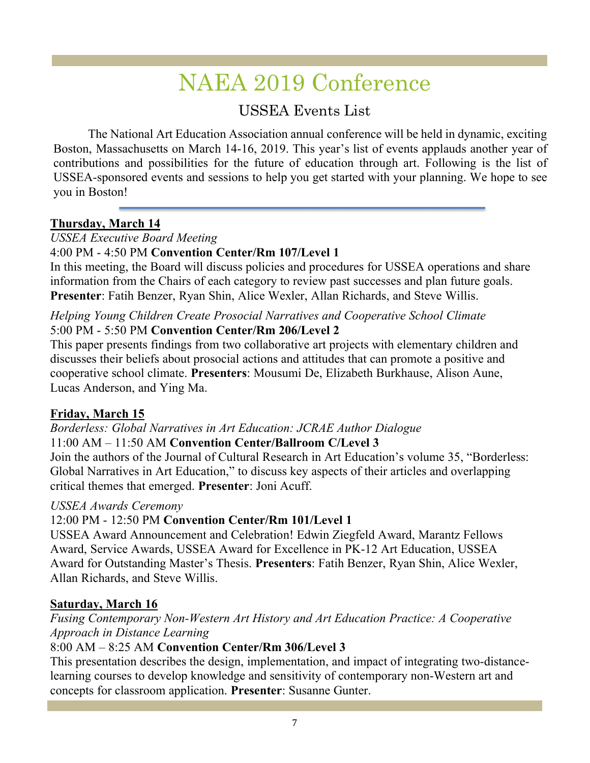# NAEA 2019 Conference

## USSEA Events List

The National Art Education Association annual conference will be held in dynamic, exciting Boston, Massachusetts on March 14-16, 2019. This year's list of events applauds another year of contributions and possibilities for the future of education through art. Following is the list of USSEA-sponsored events and sessions to help you get started with your planning. We hope to see you in Boston!

---

**Thursday, March 14**

*USSEA Executive Board Meeting*

4:00 PM - 4:50 PM **Convention Center/Rm 107/Level 1**

In this meeting, the Board will discuss policies and procedures for USSEA operations and share information from the Chairs of each category to review past successes and plan future goals. **Presenter**: Fatih Benzer, Ryan Shin, Alice Wexler, Allan Richards, and Steve Willis.

*Helping Young Children Create Prosocial Narratives and Cooperative School Climate*

5:00 PM - 5:50 PM **Convention Center/Rm 206/Level 2**

This paper presents findings from two collaborative art projects with elementary children and discusses their beliefs about prosocial actions and attitudes that can promote a positive and cooperative school climate. **Presenters**: Mousumi De, Elizabeth Burkhause, Alison Aune, Lucas Anderson, and Ying Ma.

**Friday, March 15**

*Borderless: Global Narratives in Art Education: JCRAE Author Dialogue*

11:00 AM – 11:50 AM **Convention Center/Ballroom C/Level 3**

Join the authors of the Journal of Cultural Research in Art Education's volume 35, "Borderless: Global Narratives in Art Education," to discuss key aspects of their articles and overlapping critical themes that emerged. **Presenter**: Joni Acuff.

*USSEA Awards Ceremony*

12:00 PM - 12:50 PM **Convention Center/Rm 101/Level 1**

USSEA Award Announcement and Celebration! Edwin Ziegfeld Award, Marantz Fellows Award, Service Awards, USSEA Award for Excellence in PK-12 Art Education, USSEA Award for Outstanding Master's Thesis. **Presenters**: Fatih Benzer, Ryan Shin, Alice Wexler, Allan Richards, and Steve Willis.

**Saturday, March 16**

*Fusing Contemporary Non-Western Art History and Art Education Practice: A Cooperative Approach in Distance Learning*

8:00 AM – 8:25 AM **Convention Center/Rm 306/Level 3**

This presentation describes the design, implementation, and impact of integrating two-distance-learning courses to develop knowledge and sensitivity of contemporary non-Western art and concepts for classroom application. **Presenter**: Susanne Gunter.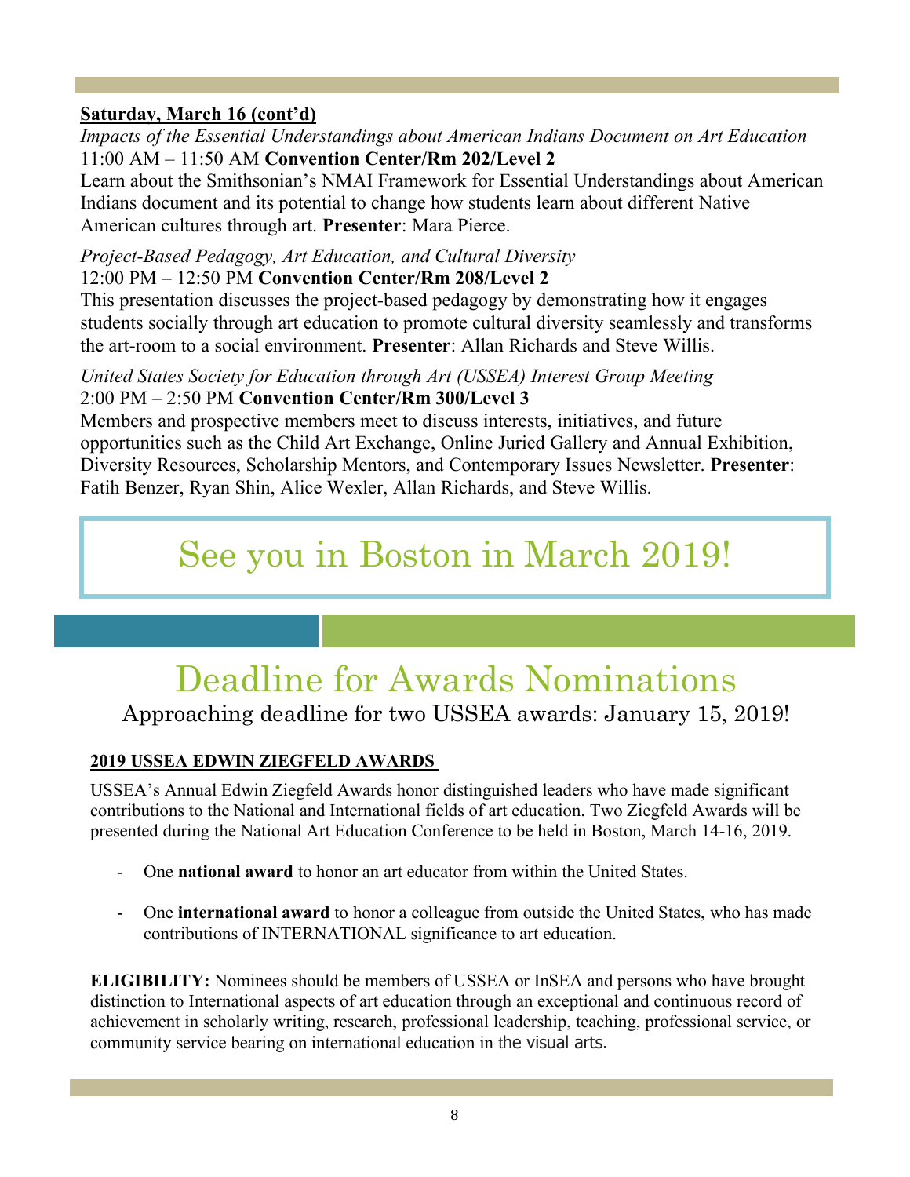**Saturday, March 16 (cont'd)**

*Impacts of the Essential Understandings about American Indians Document on Art Education*
11:00 AM – 11:50 AM **Convention Center/Rm 202/Level 2**
Learn about the Smithsonian's NMAI Framework for Essential Understandings about American Indians document and its potential to change how students learn about different Native American cultures through art. **Presenter**: Mara Pierce.

*Project-Based Pedagogy, Art Education, and Cultural Diversity*
12:00 PM – 12:50 PM **Convention Center/Rm 208/Level 2**
This presentation discusses the project-based pedagogy by demonstrating how it engages students socially through art education to promote cultural diversity seamlessly and transforms the art-room to a social environment. **Presenter**: Allan Richards and Steve Willis.

*United States Society for Education through Art (USSEA) Interest Group Meeting*
2:00 PM – 2:50 PM **Convention Center/Rm 300/Level 3**
Members and prospective members meet to discuss interests, initiatives, and future opportunities such as the Child Art Exchange, Online Juried Gallery and Annual Exhibition, Diversity Resources, Scholarship Mentors, and Contemporary Issues Newsletter. **Presenter**: Fatih Benzer, Ryan Shin, Alice Wexler, Allan Richards, and Steve Willis.

## See you in Boston in March 2019!

# Deadline for Awards Nominations

Approaching deadline for two USSEA awards: January 15, 2019!

**2019 USSEA EDWIN ZIEGFELD AWARDS**

USSEA's Annual Edwin Ziegfeld Awards honor distinguished leaders who have made significant contributions to the National and International fields of art education. Two Ziegfeld Awards will be presented during the National Art Education Conference to be held in Boston, March 14-16, 2019.

- One **national award** to honor an art educator from within the United States.
- One **international award** to honor a colleague from outside the United States, who has made contributions of INTERNATIONAL significance to art education.

**ELIGIBILITY:** Nominees should be members of USSEA or InSEA and persons who have brought distinction to International aspects of art education through an exceptional and continuous record of achievement in scholarly writing, research, professional leadership, teaching, professional service, or community service bearing on international education in the visual arts.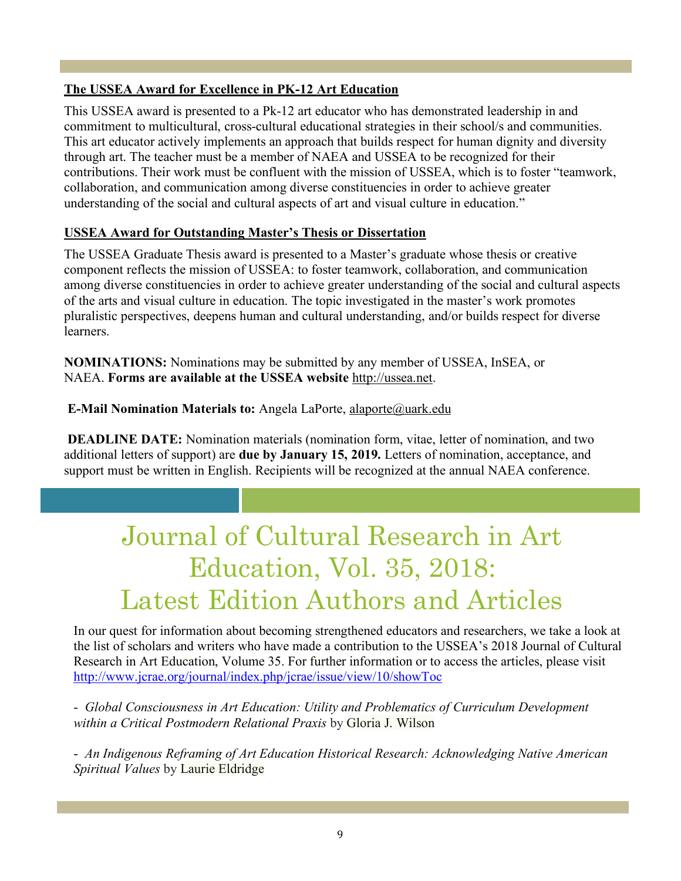**The USSEA Award for Excellence in PK-12 Art Education**

This USSEA award is presented to a Pk-12 art educator who has demonstrated leadership in and commitment to multicultural, cross-cultural educational strategies in their school/s and communities. This art educator actively implements an approach that builds respect for human dignity and diversity through art. The teacher must be a member of NAEA and USSEA to be recognized for their contributions. Their work must be confluent with the mission of USSEA, which is to foster "teamwork, collaboration, and communication among diverse constituencies in order to achieve greater understanding of the social and cultural aspects of art and visual culture in education."

**USSEA Award for Outstanding Master's Thesis or Dissertation**

The USSEA Graduate Thesis award is presented to a Master's graduate whose thesis or creative component reflects the mission of USSEA: to foster teamwork, collaboration, and communication among diverse constituencies in order to achieve greater understanding of the social and cultural aspects of the arts and visual culture in education. The topic investigated in the master's work promotes pluralistic perspectives, deepens human and cultural understanding, and/or builds respect for diverse learners.

**NOMINATIONS:** Nominations may be submitted by any member of USSEA, InSEA, or NAEA. **Forms are available at the USSEA website** http://ussea.net.

**E-Mail Nomination Materials to:** Angela LaPorte, alaporte@uark.edu

**DEADLINE DATE:** Nomination materials (nomination form, vitae, letter of nomination, and two additional letters of support) are **due by January 15, 2019.** Letters of nomination, acceptance, and support must be written in English. Recipients will be recognized at the annual NAEA conference.

# Journal of Cultural Research in Art Education, Vol. 35, 2018: Latest Edition Authors and Articles

In our quest for information about becoming strengthened educators and researchers, we take a look at the list of scholars and writers who have made a contribution to the USSEA's 2018 Journal of Cultural Research in Art Education, Volume 35. For further information or to access the articles, please visit http://www.jcrae.org/journal/index.php/jcrae/issue/view/10/showToc

- *Global Consciousness in Art Education: Utility and Problematics of Curriculum Development within a Critical Postmodern Relational Praxis* by Gloria J. Wilson

- *An Indigenous Reframing of Art Education Historical Research: Acknowledging Native American Spiritual Values* by Laurie Eldridge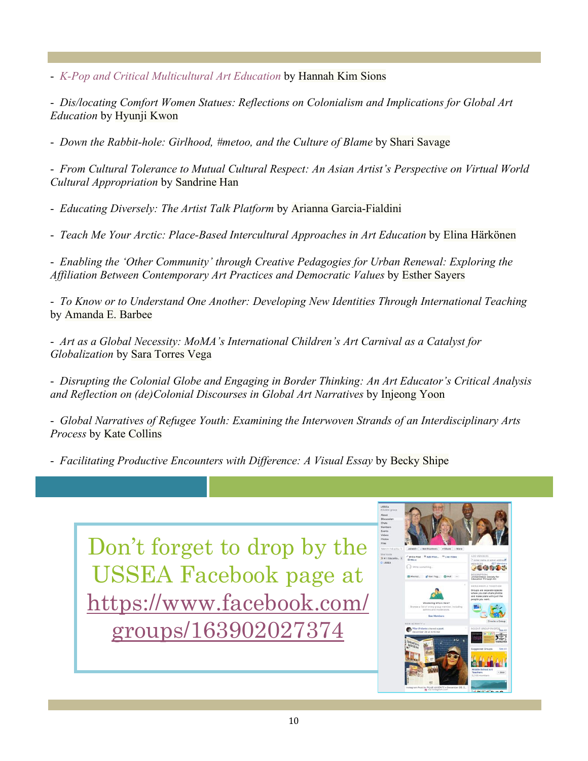- *K-Pop and Critical Multicultural Art Education* by Hannah Kim Sions

- *Dis/locating Comfort Women Statues: Reflections on Colonialism and Implications for Global Art Education* by Hyunji Kwon

- *Down the Rabbit-hole: Girlhood, #metoo, and the Culture of Blame* by Shari Savage

- *From Cultural Tolerance to Mutual Cultural Respect: An Asian Artist's Perspective on Virtual World Cultural Appropriation* by Sandrine Han

- *Educating Diversely: The Artist Talk Platform* by Arianna Garcia-Fialdini

- *Teach Me Your Arctic: Place-Based Intercultural Approaches in Art Education* by Elina Härkönen

- *Enabling the 'Other Community' through Creative Pedagogies for Urban Renewal: Exploring the Affiliation Between Contemporary Art Practices and Democratic Values* by Esther Sayers

- *To Know or to Understand One Another: Developing New Identities Through International Teaching* by Amanda E. Barbee

- *Art as a Global Necessity: MoMA's International Children's Art Carnival as a Catalyst for Globalization* by Sara Torres Vega

- *Disrupting the Colonial Globe and Engaging in Border Thinking: An Art Educator's Critical Analysis and Reflection on (de)Colonial Discourses in Global Art Narratives* by Injeong Yoon

- *Global Narratives of Refugee Youth: Examining the Interwoven Strands of an Interdisciplinary Arts Process* by Kate Collins

- *Facilitating Productive Encounters with Difference: A Visual Essay* by Becky Shipe

Don't forget to drop by the USSEA Facebook page at https://www.facebook.com/groups/163902027374